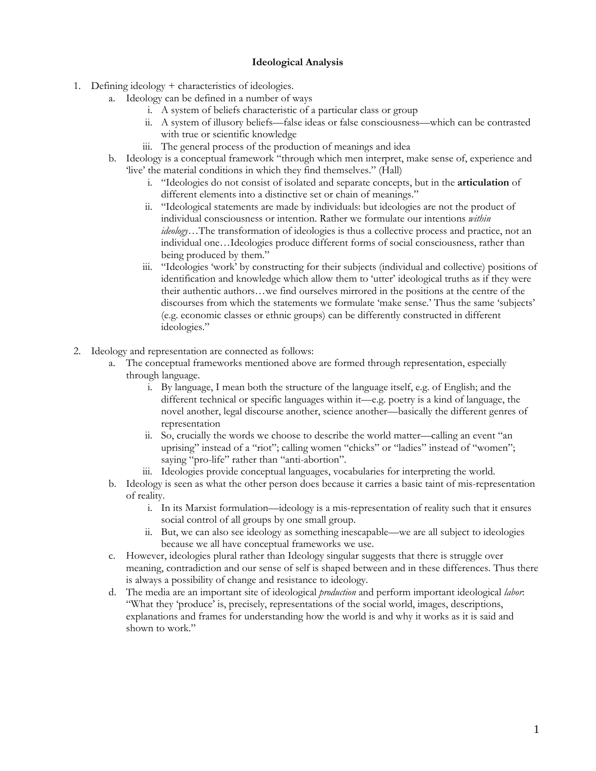# Ideological Analysis

1. Defining ideology + characteristics of ideologies.
    a. Ideology can be defined in a number of ways
        i. A system of beliefs characteristic of a particular class or group
        ii. A system of illusory beliefs—false ideas or false consciousness—which can be contrasted with true or scientific knowledge
        iii. The general process of the production of meanings and idea
    b. Ideology is a conceptual framework "through which men interpret, make sense of, experience and 'live' the material conditions in which they find themselves." (Hall)
        i. "Ideologies do not consist of isolated and separate concepts, but in the **articulation** of different elements into a distinctive set or chain of meanings."
        ii. "Ideological statements are made by individuals: but ideologies are not the product of individual consciousness or intention. Rather we formulate our intentions *within ideology*…The transformation of ideologies is thus a collective process and practice, not an individual one…Ideologies produce different forms of social consciousness, rather than being produced by them."
        iii. "Ideologies 'work' by constructing for their subjects (individual and collective) positions of identification and knowledge which allow them to 'utter' ideological truths as if they were their authentic authors…we find ourselves mirrored in the positions at the centre of the discourses from which the statements we formulate 'make sense.' Thus the same 'subjects' (e.g. economic classes or ethnic groups) can be differently constructed in different ideologies."

2. Ideology and representation are connected as follows:
    a. The conceptual frameworks mentioned above are formed through representation, especially through language.
        i. By language, I mean both the structure of the language itself, e.g. of English; and the different technical or specific languages within it—e.g. poetry is a kind of language, the novel another, legal discourse another, science another—basically the different genres of representation
        ii. So, crucially the words we choose to describe the world matter—calling an event "an uprising" instead of a "riot"; calling women "chicks" or "ladies" instead of "women"; saying "pro-life" rather than "anti-abortion".
        iii. Ideologies provide conceptual languages, vocabularies for interpreting the world.
    b. Ideology is seen as what the other person does because it carries a basic taint of mis-representation of reality.
        i. In its Marxist formulation—ideology is a mis-representation of reality such that it ensures social control of all groups by one small group.
        ii. But, we can also see ideology as something inescapable—we are all subject to ideologies because we all have conceptual frameworks we use.
    c. However, ideologies plural rather than Ideology singular suggests that there is struggle over meaning, contradiction and our sense of self is shaped between and in these differences. Thus there is always a possibility of change and resistance to ideology.
    d. The media are an important site of ideological *production* and perform important ideological *labor*: "What they 'produce' is, precisely, representations of the social world, images, descriptions, explanations and frames for understanding how the world is and why it works as it is said and shown to work."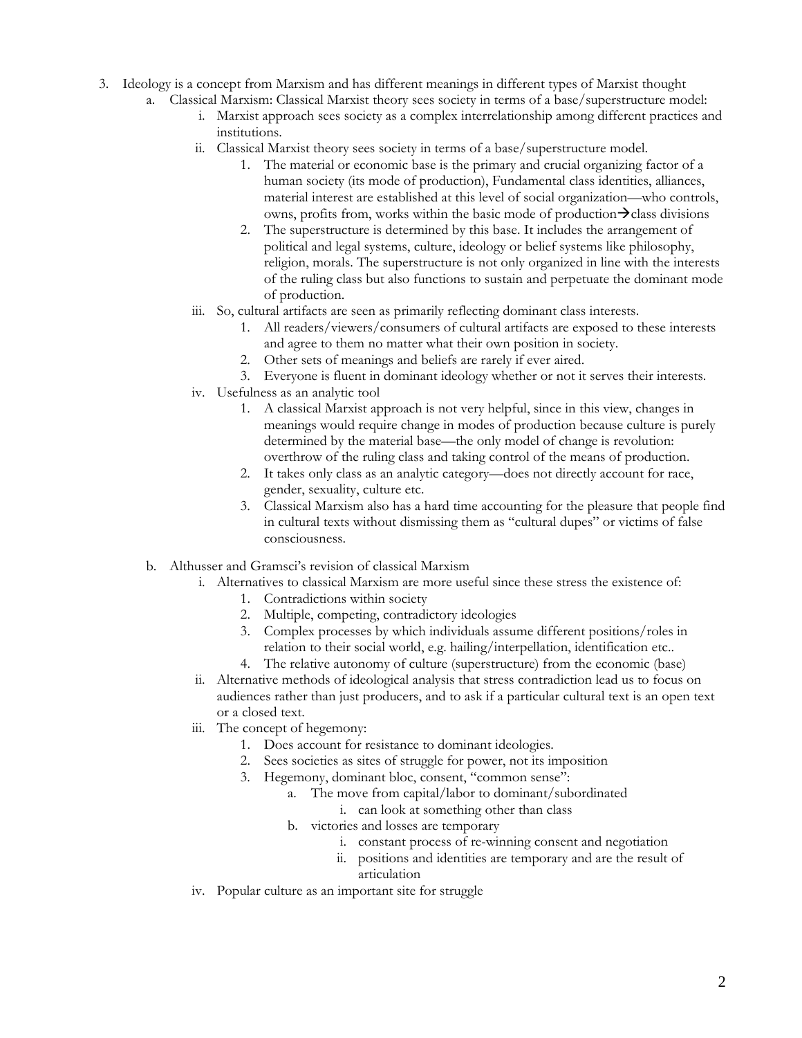3. Ideology is a concept from Marxism and has different meanings in different types of Marxist thought
   a. Classical Marxism: Classical Marxist theory sees society in terms of a base/superstructure model:
      i. Marxist approach sees society as a complex interrelationship among different practices and institutions.
      ii. Classical Marxist theory sees society in terms of a base/superstructure model.
         1. The material or economic base is the primary and crucial organizing factor of a human society (its mode of production), Fundamental class identities, alliances, material interest are established at this level of social organization—who controls, owns, profits from, works within the basic mode of production→class divisions
         2. The superstructure is determined by this base. It includes the arrangement of political and legal systems, culture, ideology or belief systems like philosophy, religion, morals. The superstructure is not only organized in line with the interests of the ruling class but also functions to sustain and perpetuate the dominant mode of production.
      iii. So, cultural artifacts are seen as primarily reflecting dominant class interests.
         1. All readers/viewers/consumers of cultural artifacts are exposed to these interests and agree to them no matter what their own position in society.
         2. Other sets of meanings and beliefs are rarely if ever aired.
         3. Everyone is fluent in dominant ideology whether or not it serves their interests.
      iv. Usefulness as an analytic tool
         1. A classical Marxist approach is not very helpful, since in this view, changes in meanings would require change in modes of production because culture is purely determined by the material base—the only model of change is revolution: overthrow of the ruling class and taking control of the means of production.
         2. It takes only class as an analytic category—does not directly account for race, gender, sexuality, culture etc.
         3. Classical Marxism also has a hard time accounting for the pleasure that people find in cultural texts without dismissing them as "cultural dupes" or victims of false consciousness.
   b. Althusser and Gramsci's revision of classical Marxism
      i. Alternatives to classical Marxism are more useful since these stress the existence of:
         1. Contradictions within society
         2. Multiple, competing, contradictory ideologies
         3. Complex processes by which individuals assume different positions/roles in relation to their social world, e.g. hailing/interpellation, identification etc..
         4. The relative autonomy of culture (superstructure) from the economic (base)
      ii. Alternative methods of ideological analysis that stress contradiction lead us to focus on audiences rather than just producers, and to ask if a particular cultural text is an open text or a closed text.
      iii. The concept of hegemony:
         1. Does account for resistance to dominant ideologies.
         2. Sees societies as sites of struggle for power, not its imposition
         3. Hegemony, dominant bloc, consent, "common sense":
            a. The move from capital/labor to dominant/subordinated
               i. can look at something other than class
            b. victories and losses are temporary
               i. constant process of re-winning consent and negotiation
               ii. positions and identities are temporary and are the result of articulation
      iv. Popular culture as an important site for struggle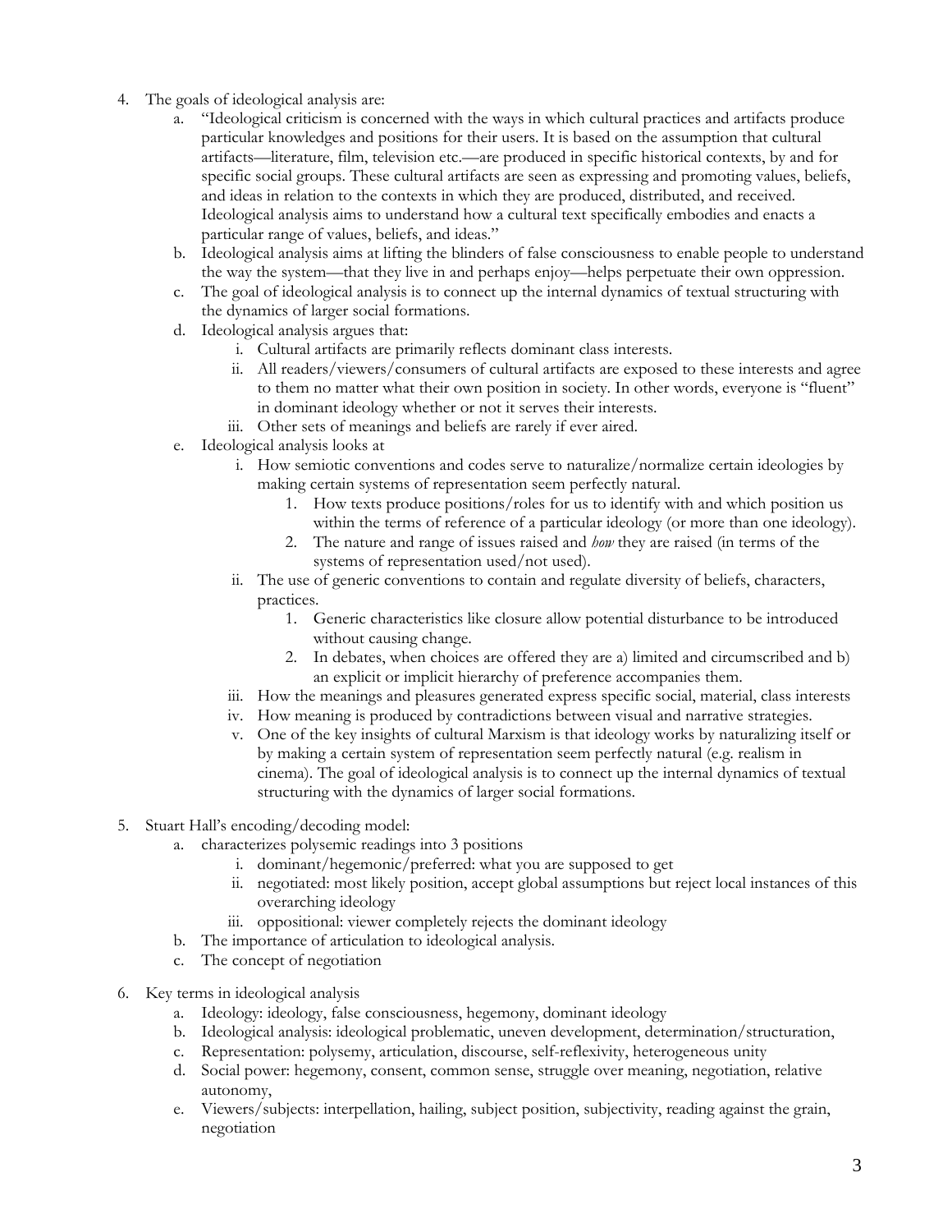4. The goals of ideological analysis are:
    a. "Ideological criticism is concerned with the ways in which cultural practices and artifacts produce particular knowledges and positions for their users. It is based on the assumption that cultural artifacts—literature, film, television etc.—are produced in specific historical contexts, by and for specific social groups. These cultural artifacts are seen as expressing and promoting values, beliefs, and ideas in relation to the contexts in which they are produced, distributed, and received. Ideological analysis aims to understand how a cultural text specifically embodies and enacts a particular range of values, beliefs, and ideas."
    b. Ideological analysis aims at lifting the blinders of false consciousness to enable people to understand the way the system—that they live in and perhaps enjoy—helps perpetuate their own oppression.
    c. The goal of ideological analysis is to connect up the internal dynamics of textual structuring with the dynamics of larger social formations.
    d. Ideological analysis argues that:
        i. Cultural artifacts are primarily reflects dominant class interests.
        ii. All readers/viewers/consumers of cultural artifacts are exposed to these interests and agree to them no matter what their own position in society. In other words, everyone is "fluent" in dominant ideology whether or not it serves their interests.
        iii. Other sets of meanings and beliefs are rarely if ever aired.
    e. Ideological analysis looks at
        i. How semiotic conventions and codes serve to naturalize/normalize certain ideologies by making certain systems of representation seem perfectly natural.
            1. How texts produce positions/roles for us to identify with and which position us within the terms of reference of a particular ideology (or more than one ideology).
            2. The nature and range of issues raised and *how* they are raised (in terms of the systems of representation used/not used).
        ii. The use of generic conventions to contain and regulate diversity of beliefs, characters, practices.
            1. Generic characteristics like closure allow potential disturbance to be introduced without causing change.
            2. In debates, when choices are offered they are a) limited and circumscribed and b) an explicit or implicit hierarchy of preference accompanies them.
        iii. How the meanings and pleasures generated express specific social, material, class interests
        iv. How meaning is produced by contradictions between visual and narrative strategies.
        v. One of the key insights of cultural Marxism is that ideology works by naturalizing itself or by making a certain system of representation seem perfectly natural (e.g. realism in cinema). The goal of ideological analysis is to connect up the internal dynamics of textual structuring with the dynamics of larger social formations.

5. Stuart Hall's encoding/decoding model:
    a. characterizes polysemic readings into 3 positions
        i. dominant/hegemonic/preferred: what you are supposed to get
        ii. negotiated: most likely position, accept global assumptions but reject local instances of this overarching ideology
        iii. oppositional: viewer completely rejects the dominant ideology
    b. The importance of articulation to ideological analysis.
    c. The concept of negotiation

6. Key terms in ideological analysis
    a. Ideology: ideology, false consciousness, hegemony, dominant ideology
    b. Ideological analysis: ideological problematic, uneven development, determination/structuration,
    c. Representation: polysemy, articulation, discourse, self-reflexivity, heterogeneous unity
    d. Social power: hegemony, consent, common sense, struggle over meaning, negotiation, relative autonomy,
    e. Viewers/subjects: interpellation, hailing, subject position, subjectivity, reading against the grain, negotiation